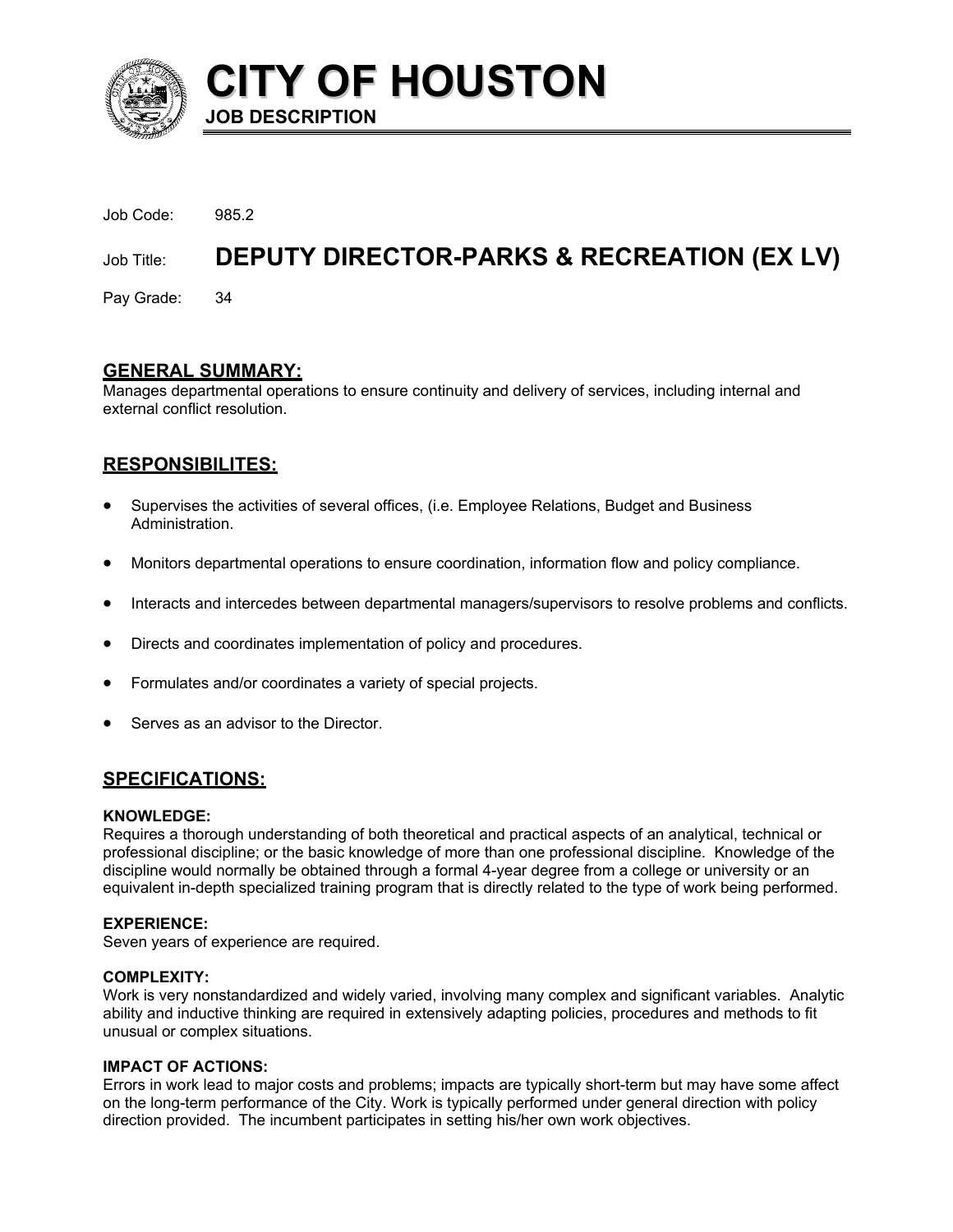# CITY OF HOUSTON

**JOB DESCRIPTION**

Job Code: 985.2

Job Title: **DEPUTY DIRECTOR-PARKS & RECREATION (EX LV)**

Pay Grade: 34

## GENERAL SUMMARY:

Manages departmental operations to ensure continuity and delivery of services, including internal and external conflict resolution.

## RESPONSIBILITES:

- Supervises the activities of several offices, (i.e. Employee Relations, Budget and Business Administration.
- Monitors departmental operations to ensure coordination, information flow and policy compliance.
- Interacts and intercedes between departmental managers/supervisors to resolve problems and conflicts.
- Directs and coordinates implementation of policy and procedures.
- Formulates and/or coordinates a variety of special projects.
- Serves as an advisor to the Director.

## SPECIFICATIONS:

**KNOWLEDGE:**

Requires a thorough understanding of both theoretical and practical aspects of an analytical, technical or professional discipline; or the basic knowledge of more than one professional discipline. Knowledge of the discipline would normally be obtained through a formal 4-year degree from a college or university or an equivalent in-depth specialized training program that is directly related to the type of work being performed.

**EXPERIENCE:**

Seven years of experience are required.

**COMPLEXITY:**

Work is very nonstandardized and widely varied, involving many complex and significant variables. Analytic ability and inductive thinking are required in extensively adapting policies, procedures and methods to fit unusual or complex situations.

**IMPACT OF ACTIONS:**

Errors in work lead to major costs and problems; impacts are typically short-term but may have some affect on the long-term performance of the City. Work is typically performed under general direction with policy direction provided. The incumbent participates in setting his/her own work objectives.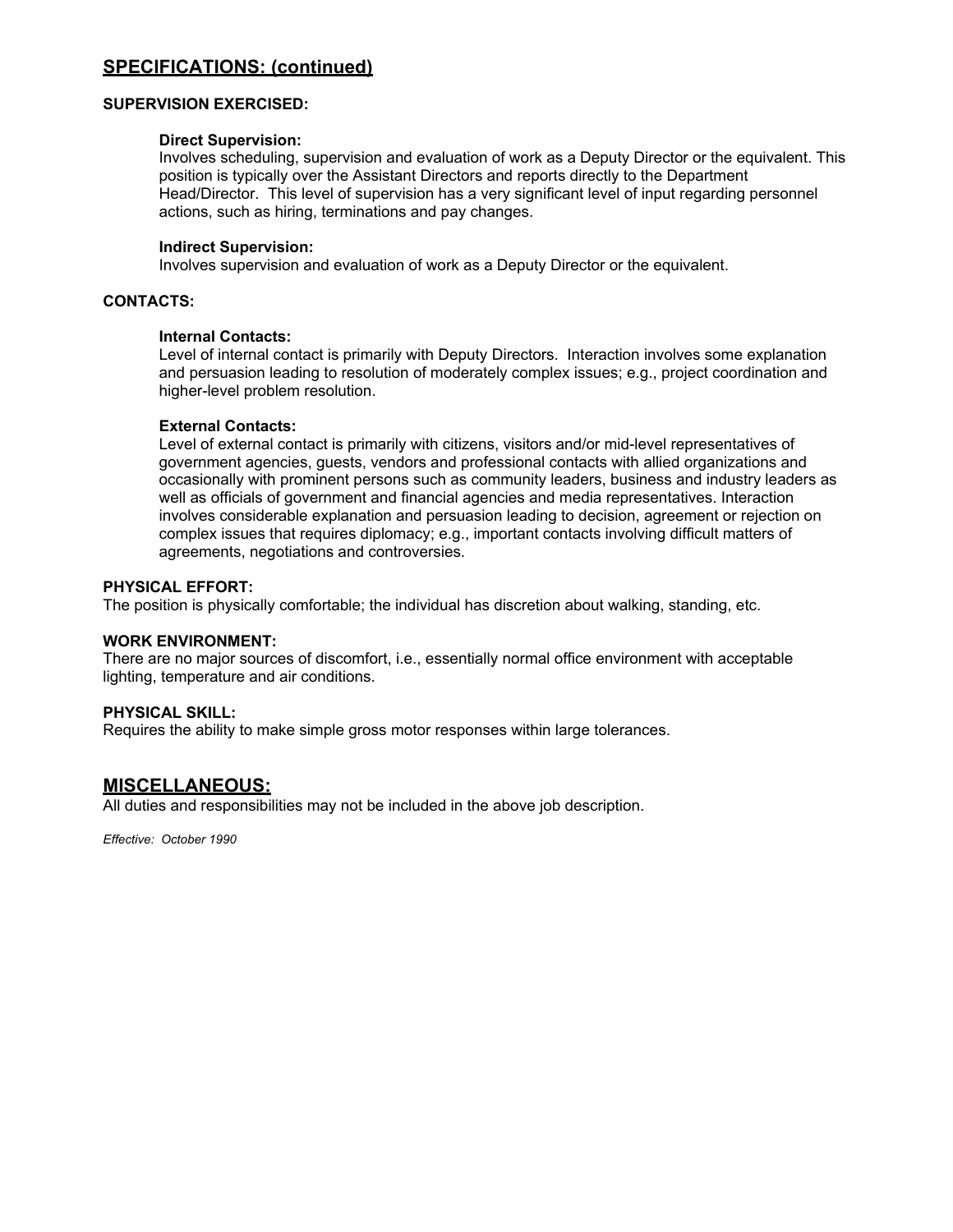## SPECIFICATIONS: (continued)

**SUPERVISION EXERCISED:**

**Direct Supervision:**
Involves scheduling, supervision and evaluation of work as a Deputy Director or the equivalent. This position is typically over the Assistant Directors and reports directly to the Department Head/Director. This level of supervision has a very significant level of input regarding personnel actions, such as hiring, terminations and pay changes.

**Indirect Supervision:**
Involves supervision and evaluation of work as a Deputy Director or the equivalent.

**CONTACTS:**

**Internal Contacts:**
Level of internal contact is primarily with Deputy Directors. Interaction involves some explanation and persuasion leading to resolution of moderately complex issues; e.g., project coordination and higher-level problem resolution.

**External Contacts:**
Level of external contact is primarily with citizens, visitors and/or mid-level representatives of government agencies, guests, vendors and professional contacts with allied organizations and occasionally with prominent persons such as community leaders, business and industry leaders as well as officials of government and financial agencies and media representatives. Interaction involves considerable explanation and persuasion leading to decision, agreement or rejection on complex issues that requires diplomacy; e.g., important contacts involving difficult matters of agreements, negotiations and controversies.

**PHYSICAL EFFORT:**
The position is physically comfortable; the individual has discretion about walking, standing, etc.

**WORK ENVIRONMENT:**
There are no major sources of discomfort, i.e., essentially normal office environment with acceptable lighting, temperature and air conditions.

**PHYSICAL SKILL:**
Requires the ability to make simple gross motor responses within large tolerances.

## MISCELLANEOUS:

All duties and responsibilities may not be included in the above job description.

*Effective: October 1990*